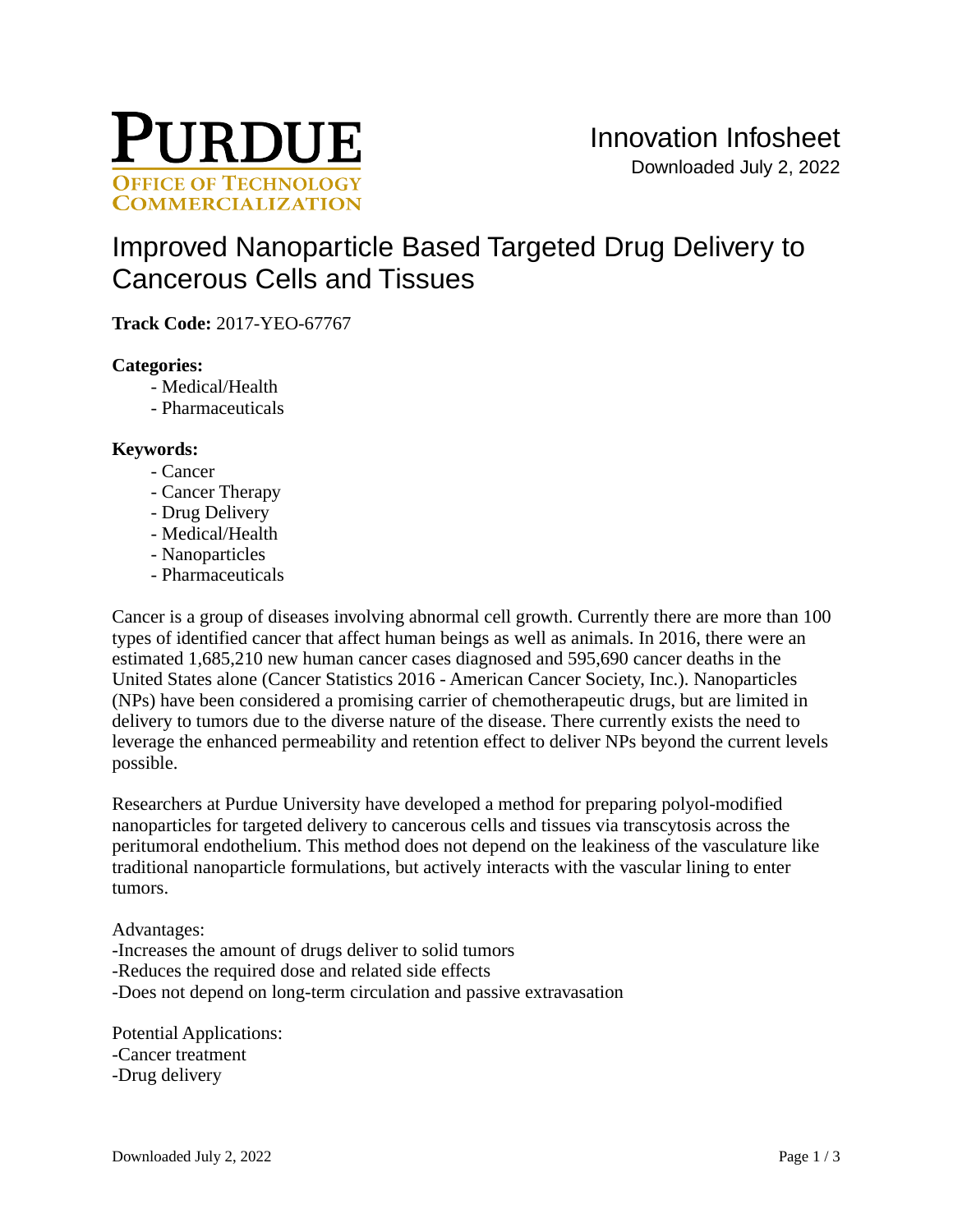# Improved Nanoparticle Based Targeted Drug Delivery to Cancerous Cells and Tissues

**Track Code:** 2017-YEO-67767

**Categories:**

- Medical/Health
- Pharmaceuticals

**Keywords:**

- Cancer
- Cancer Therapy
- Drug Delivery
- Medical/Health
- Nanoparticles
- Pharmaceuticals

Cancer is a group of diseases involving abnormal cell growth. Currently there are more than 100 types of identified cancer that affect human beings as well as animals. In 2016, there were an estimated 1,685,210 new human cancer cases diagnosed and 595,690 cancer deaths in the United States alone (Cancer Statistics 2016 - American Cancer Society, Inc.). Nanoparticles (NPs) have been considered a promising carrier of chemotherapeutic drugs, but are limited in delivery to tumors due to the diverse nature of the disease. There currently exists the need to leverage the enhanced permeability and retention effect to deliver NPs beyond the current levels possible.

Researchers at Purdue University have developed a method for preparing polyol-modified nanoparticles for targeted delivery to cancerous cells and tissues via transcytosis across the peritumoral endothelium. This method does not depend on the leakiness of the vasculature like traditional nanoparticle formulations, but actively interacts with the vascular lining to enter tumors.

Advantages:
-Increases the amount of drugs deliver to solid tumors
-Reduces the required dose and related side effects
-Does not depend on long-term circulation and passive extravasation

Potential Applications:
-Cancer treatment
-Drug delivery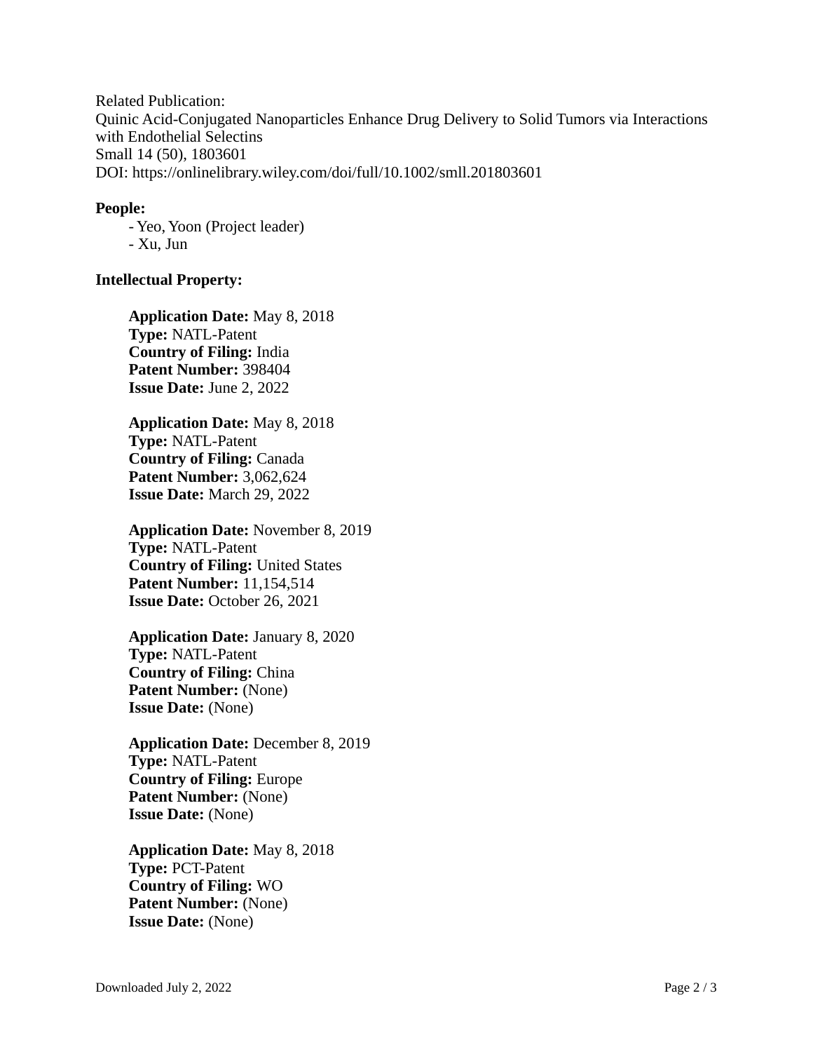Related Publication:
Quinic Acid-Conjugated Nanoparticles Enhance Drug Delivery to Solid Tumors via Interactions with Endothelial Selectins
Small 14 (50), 1803601
DOI: https://onlinelibrary.wiley.com/doi/full/10.1002/smll.201803601

**People:**

- Yeo, Yoon (Project leader)
- Xu, Jun

**Intellectual Property:**

**Application Date:** May 8, 2018
**Type:** NATL-Patent
**Country of Filing:** India
**Patent Number:** 398404
**Issue Date:** June 2, 2022

**Application Date:** May 8, 2018
**Type:** NATL-Patent
**Country of Filing:** Canada
**Patent Number:** 3,062,624
**Issue Date:** March 29, 2022

**Application Date:** November 8, 2019
**Type:** NATL-Patent
**Country of Filing:** United States
**Patent Number:** 11,154,514
**Issue Date:** October 26, 2021

**Application Date:** January 8, 2020
**Type:** NATL-Patent
**Country of Filing:** China
**Patent Number:** (None)
**Issue Date:** (None)

**Application Date:** December 8, 2019
**Type:** NATL-Patent
**Country of Filing:** Europe
**Patent Number:** (None)
**Issue Date:** (None)

**Application Date:** May 8, 2018
**Type:** PCT-Patent
**Country of Filing:** WO
**Patent Number:** (None)
**Issue Date:** (None)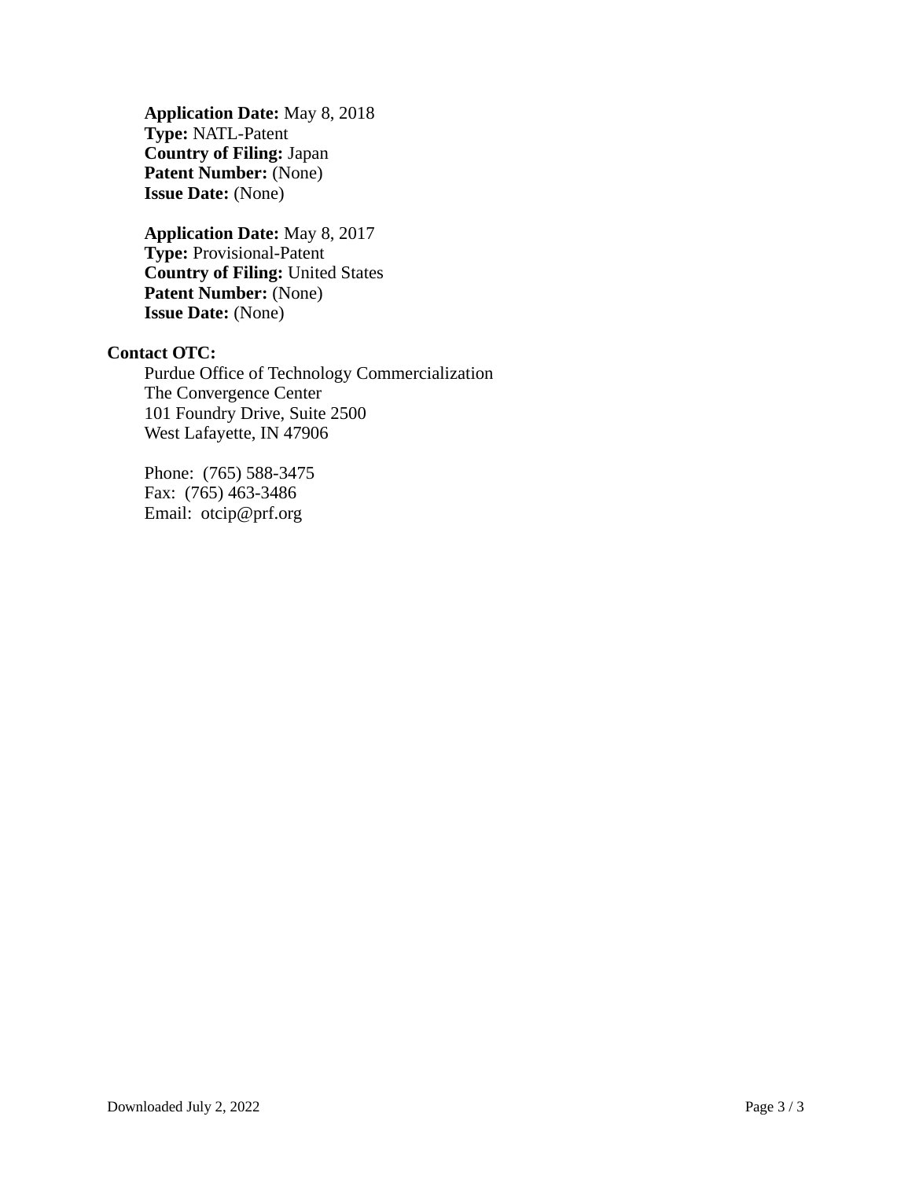**Application Date:** May 8, 2018
**Type:** NATL-Patent
**Country of Filing:** Japan
**Patent Number:** (None)
**Issue Date:** (None)

**Application Date:** May 8, 2017
**Type:** Provisional-Patent
**Country of Filing:** United States
**Patent Number:** (None)
**Issue Date:** (None)

**Contact OTC:**

Purdue Office of Technology Commercialization
The Convergence Center
101 Foundry Drive, Suite 2500
West Lafayette, IN 47906

Phone: (765) 588-3475
Fax: (765) 463-3486
Email: otcip@prf.org

Downloaded July 2, 2022